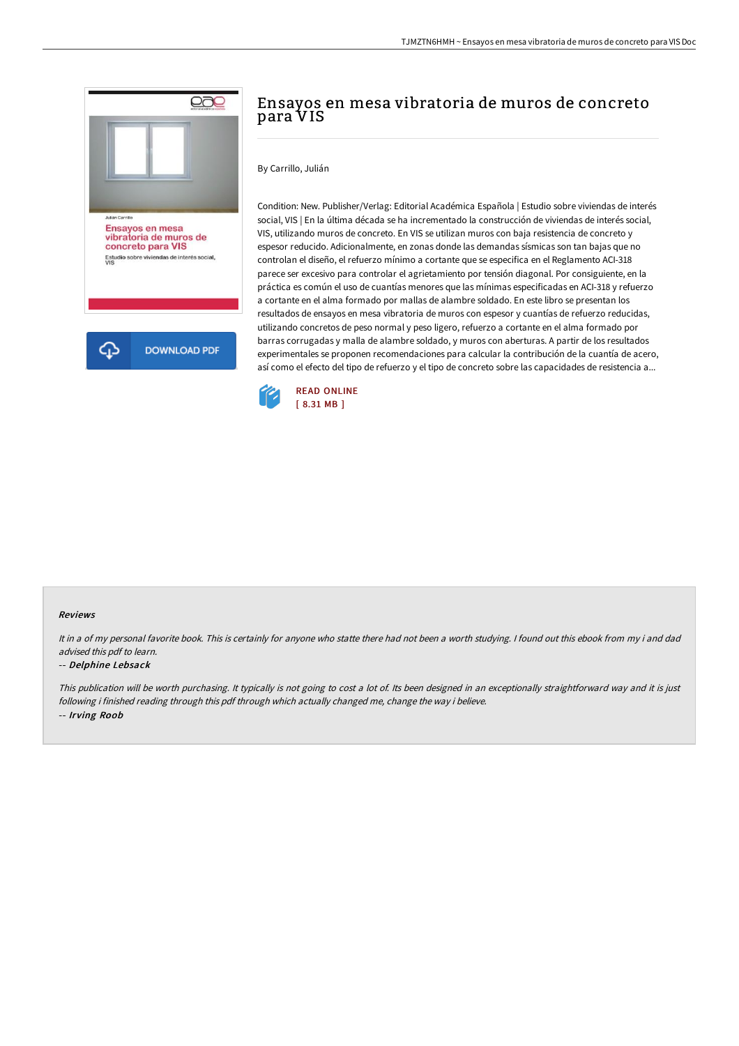# Ensayos en mesa vibratoria de muros de concreto para VIS

By Carrillo, Julián

Condition: New. Publisher/Verlag: Editorial Académica Española | Estudio sobre viviendas de interés social, VIS | En la última década se ha incrementado la construcción de viviendas de interés social, VIS, utilizando muros de concreto. En VIS se utilizan muros con baja resistencia de concreto y espesor reducido. Adicionalmente, en zonas donde las demandas sísmicas son tan bajas que no controlan el diseño, el refuerzo mínimo a cortante que se especifica en el Reglamento ACI-318 parece ser excesivo para controlar el agrietamiento por tensión diagonal. Por consiguiente, en la práctica es común el uso de cuantías menores que las mínimas especificadas en ACI-318 y refuerzo a cortante en el alma formado por mallas de alambre soldado. En este libro se presentan los resultados de ensayos en mesa vibratoria de muros con espesor y cuantías de refuerzo reducidas, utilizando concretos de peso normal y peso ligero, refuerzo a cortante en el alma formado por barras corrugadas y malla de alambre soldado, y muros con aberturas. A partir de los resultados experimentales se proponen recomendaciones para calcular la contribución de la cuantía de acero, así como el efecto del tipo de refuerzo y el tipo de concreto sobre las capacidades de resistencia a...

DOWNLOAD PDF

READ ONLINE
[ 8.31 MB ]

### Reviews

*It in a of my personal favorite book. This is certainly for anyone who statte there had not been a worth studying. I found out this ebook from my i and dad advised this pdf to learn.*

*-- Delphine Lebsack*

*This publication will be worth purchasing. It typically is not going to cost a lot of. Its been designed in an exceptionally straightforward way and it is just following i finished reading through this pdf through which actually changed me, change the way i believe.*

*-- Irving Roob*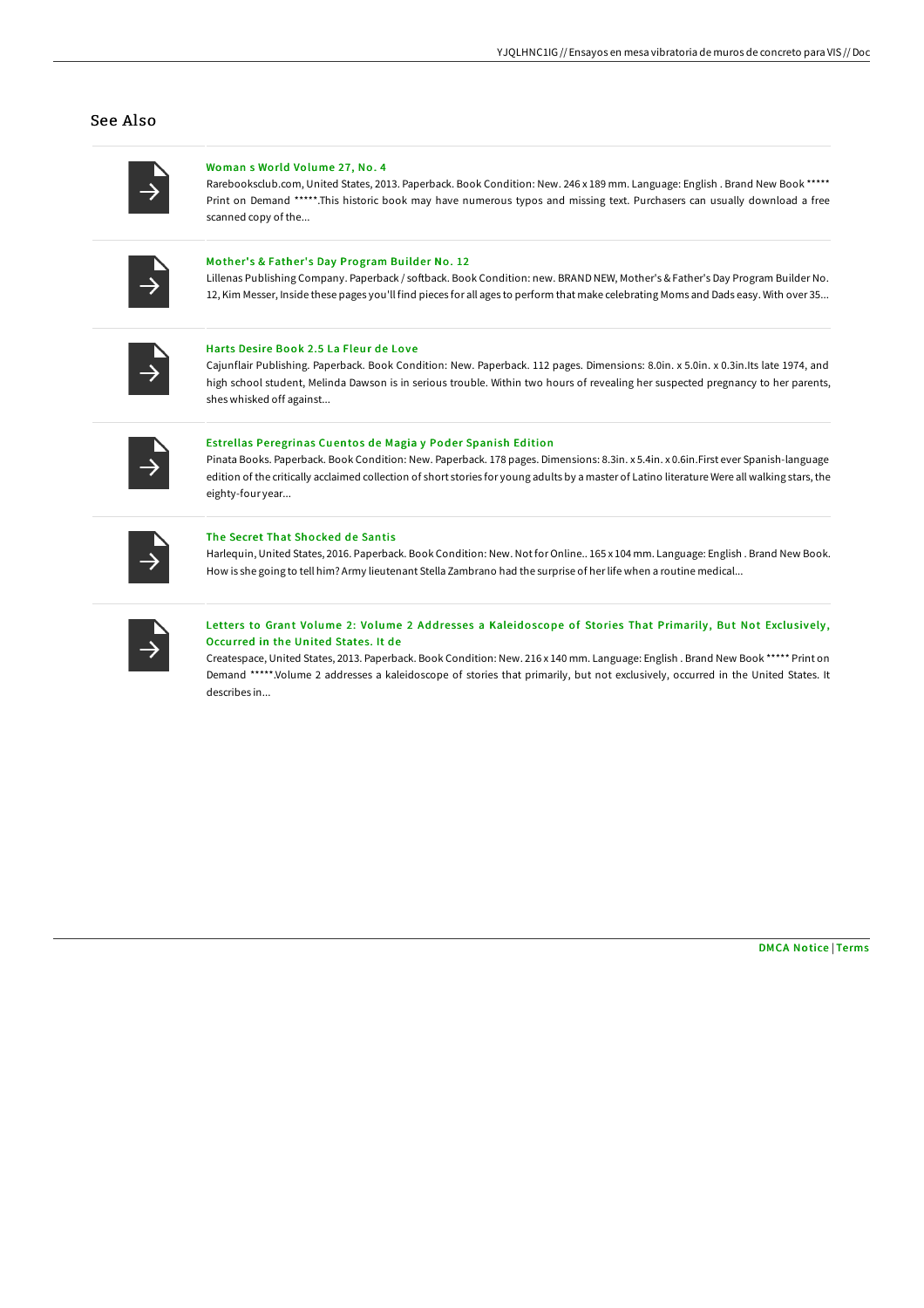## See Also

### Woman s World Volume 27, No. 4

Rarebooksclub.com, United States, 2013. Paperback. Book Condition: New. 246 x 189 mm. Language: English . Brand New Book ***** Print on Demand *****.This historic book may have numerous typos and missing text. Purchasers can usually download a free scanned copy of the...

### Mother's & Father's Day Program Builder No. 12

Lillenas Publishing Company. Paperback / softback. Book Condition: new. BRAND NEW, Mother's & Father's Day Program Builder No. 12, Kim Messer, Inside these pages you'll find pieces for all ages to perform that make celebrating Moms and Dads easy. With over 35...

### Harts Desire Book 2.5 La Fleur de Love

Cajunflair Publishing. Paperback. Book Condition: New. Paperback. 112 pages. Dimensions: 8.0in. x 5.0in. x 0.3in.Its late 1974, and high school student, Melinda Dawson is in serious trouble. Within two hours of revealing her suspected pregnancy to her parents, shes whisked off against...

### Estrellas Peregrinas Cuentos de Magia y Poder Spanish Edition

Pinata Books. Paperback. Book Condition: New. Paperback. 178 pages. Dimensions: 8.3in. x 5.4in. x 0.6in.First ever Spanish-language edition of the critically acclaimed collection of short stories for young adults by a master of Latino literature Were all walking stars, the eighty-four year...

### The Secret That Shocked de Santis

Harlequin, United States, 2016. Paperback. Book Condition: New. Not for Online.. 165 x 104 mm. Language: English . Brand New Book. How is she going to tell him? Army lieutenant Stella Zambrano had the surprise of her life when a routine medical...

### Letters to Grant Volume 2: Volume 2 Addresses a Kaleidoscope of Stories That Primarily, But Not Exclusively, Occurred in the United States. It de

Createspace, United States, 2013. Paperback. Book Condition: New. 216 x 140 mm. Language: English . Brand New Book ***** Print on Demand *****.Volume 2 addresses a kaleidoscope of stories that primarily, but not exclusively, occurred in the United States. It describes in...

DMCA Notice | Terms